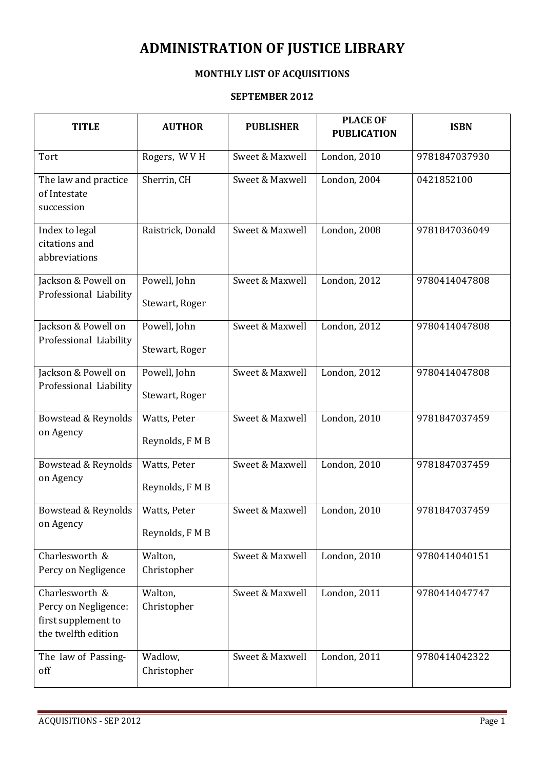# ADMINISTRATION OF JUSTICE LIBRARY

## MONTHLY LIST OF ACQUISITIONS

### SEPTEMBER 2012

| TITLE | AUTHOR | PUBLISHER | PLACE OF PUBLICATION | ISBN |
|---|---|---|---|---|
| Tort | Rogers, W V H | Sweet & Maxwell | London, 2010 | 9781847037930 |
| The law and practice of Intestate succession | Sherrin, CH | Sweet & Maxwell | London, 2004 | 0421852100 |
| Index to legal citations and abbreviations | Raistrick, Donald | Sweet & Maxwell | London, 2008 | 9781847036049 |
| Jackson & Powell on Professional Liability | Powell, John<br>Stewart, Roger | Sweet & Maxwell | London, 2012 | 9780414047808 |
| Jackson & Powell on Professional Liability | Powell, John<br>Stewart, Roger | Sweet & Maxwell | London, 2012 | 9780414047808 |
| Jackson & Powell on Professional Liability | Powell, John<br>Stewart, Roger | Sweet & Maxwell | London, 2012 | 9780414047808 |
| Bowstead & Reynolds on Agency | Watts, Peter<br>Reynolds, F M B | Sweet & Maxwell | London, 2010 | 9781847037459 |
| Bowstead & Reynolds on Agency | Watts, Peter<br>Reynolds, F M B | Sweet & Maxwell | London, 2010 | 9781847037459 |
| Bowstead & Reynolds on Agency | Watts, Peter<br>Reynolds, F M B | Sweet & Maxwell | London, 2010 | 9781847037459 |
| Charlesworth & Percy on Negligence | Walton, Christopher | Sweet & Maxwell | London, 2010 | 9780414040151 |
| Charlesworth & Percy on Negligence: first supplement to the twelfth edition | Walton, Christopher | Sweet & Maxwell | London, 2011 | 9780414047747 |
| The law of Passing-off | Wadlow, Christopher | Sweet & Maxwell | London, 2011 | 9780414042322 |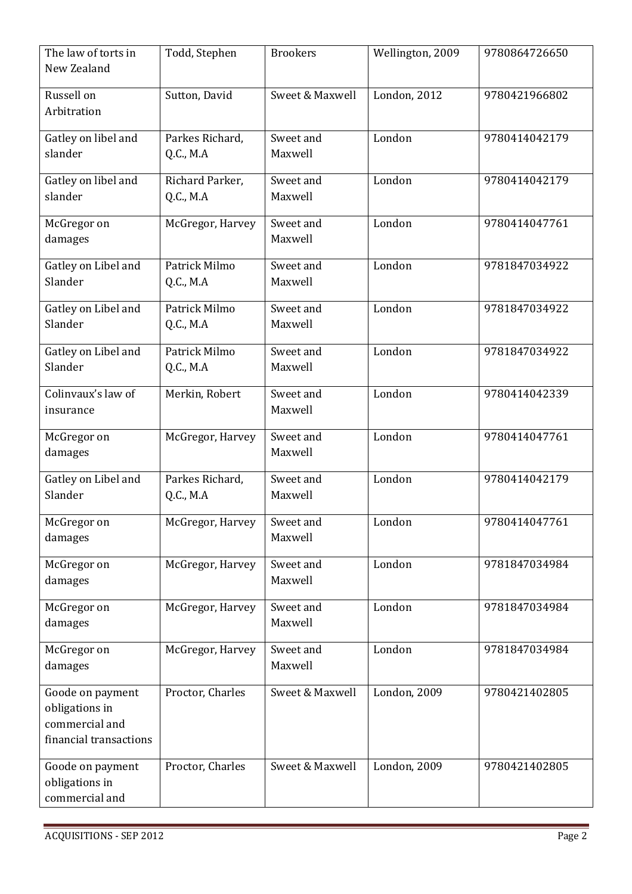| The law of torts in New Zealand | Todd, Stephen | Brookers | Wellington, 2009 | 9780864726650 |
|---|---|---|---|---|
| Russell on Arbitration | Sutton, David | Sweet & Maxwell | London, 2012 | 9780421966802 |
| Gatley on libel and slander | Parkes Richard, Q.C., M.A | Sweet and Maxwell | London | 9780414042179 |
| Gatley on libel and slander | Richard Parker, Q.C., M.A | Sweet and Maxwell | London | 9780414042179 |
| McGregor on damages | McGregor, Harvey | Sweet and Maxwell | London | 9780414047761 |
| Gatley on Libel and Slander | Patrick Milmo Q.C., M.A | Sweet and Maxwell | London | 9781847034922 |
| Gatley on Libel and Slander | Patrick Milmo Q.C., M.A | Sweet and Maxwell | London | 9781847034922 |
| Gatley on Libel and Slander | Patrick Milmo Q.C., M.A | Sweet and Maxwell | London | 9781847034922 |
| Colinvaux's law of insurance | Merkin, Robert | Sweet and Maxwell | London | 9780414042339 |
| McGregor on damages | McGregor, Harvey | Sweet and Maxwell | London | 9780414047761 |
| Gatley on Libel and Slander | Parkes Richard, Q.C., M.A | Sweet and Maxwell | London | 9780414042179 |
| McGregor on damages | McGregor, Harvey | Sweet and Maxwell | London | 9780414047761 |
| McGregor on damages | McGregor, Harvey | Sweet and Maxwell | London | 9781847034984 |
| McGregor on damages | McGregor, Harvey | Sweet and Maxwell | London | 9781847034984 |
| McGregor on damages | McGregor, Harvey | Sweet and Maxwell | London | 9781847034984 |
| Goode on payment obligations in commercial and financial transactions | Proctor, Charles | Sweet & Maxwell | London, 2009 | 9780421402805 |
| Goode on payment obligations in commercial and | Proctor, Charles | Sweet & Maxwell | London, 2009 | 9780421402805 |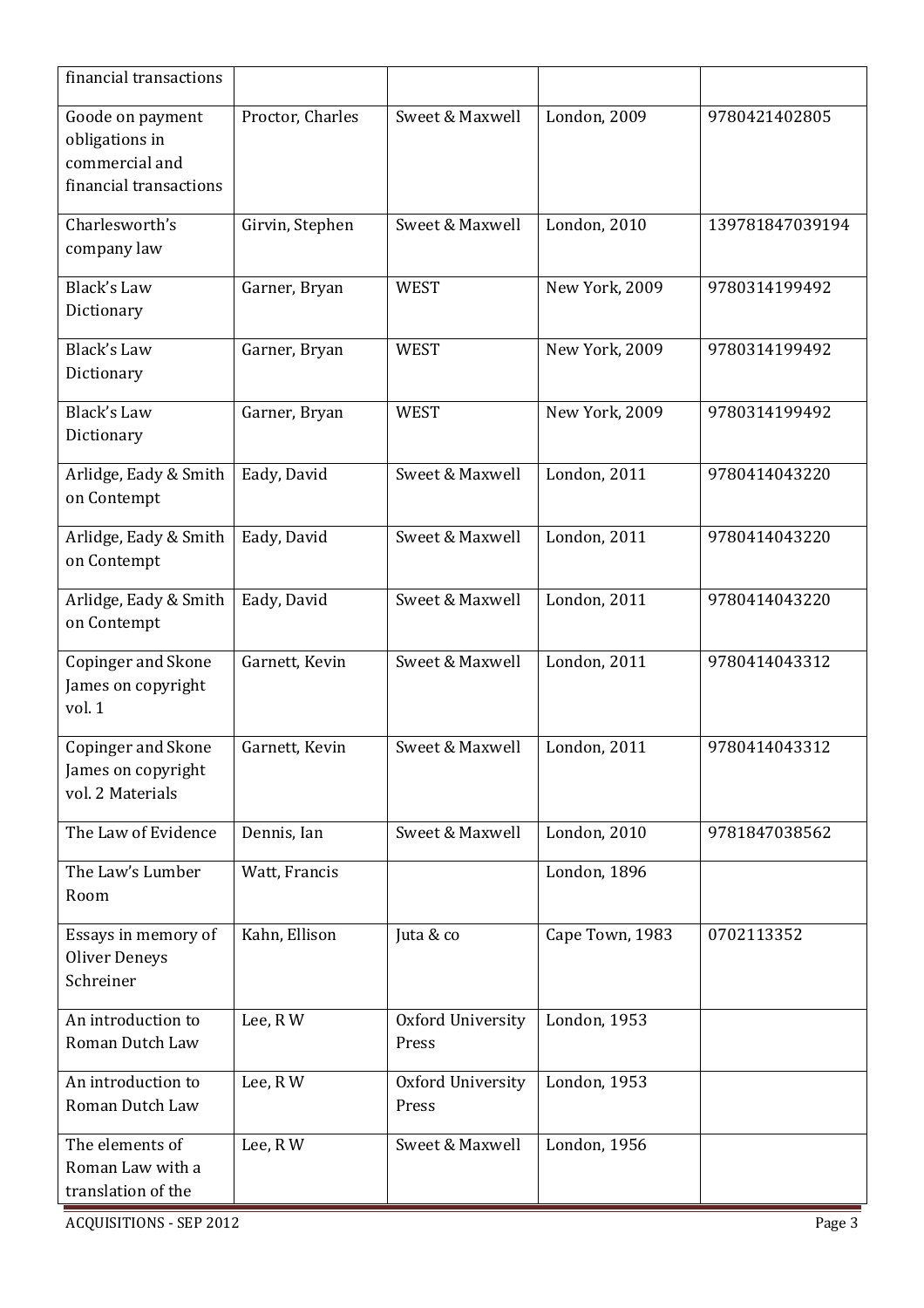| | | | | |
|---|---|---|---|---|
| financial transactions | | | | |
| Goode on payment obligations in commercial and financial transactions | Proctor, Charles | Sweet & Maxwell | London, 2009 | 9780421402805 |
| Charlesworth's company law | Girvin, Stephen | Sweet & Maxwell | London, 2010 | 139781847039194 |
| Black's Law Dictionary | Garner, Bryan | WEST | New York, 2009 | 9780314199492 |
| Black's Law Dictionary | Garner, Bryan | WEST | New York, 2009 | 9780314199492 |
| Black's Law Dictionary | Garner, Bryan | WEST | New York, 2009 | 9780314199492 |
| Arlidge, Eady & Smith on Contempt | Eady, David | Sweet & Maxwell | London, 2011 | 9780414043220 |
| Arlidge, Eady & Smith on Contempt | Eady, David | Sweet & Maxwell | London, 2011 | 9780414043220 |
| Arlidge, Eady & Smith on Contempt | Eady, David | Sweet & Maxwell | London, 2011 | 9780414043220 |
| Copinger and Skone James on copyright vol. 1 | Garnett, Kevin | Sweet & Maxwell | London, 2011 | 9780414043312 |
| Copinger and Skone James on copyright vol. 2 Materials | Garnett, Kevin | Sweet & Maxwell | London, 2011 | 9780414043312 |
| The Law of Evidence | Dennis, Ian | Sweet & Maxwell | London, 2010 | 9781847038562 |
| The Law's Lumber Room | Watt, Francis | | London, 1896 | |
| Essays in memory of Oliver Deneys Schreiner | Kahn, Ellison | Juta & co | Cape Town, 1983 | 0702113352 |
| An introduction to Roman Dutch Law | Lee, R W | Oxford University Press | London, 1953 | |
| An introduction to Roman Dutch Law | Lee, R W | Oxford University Press | London, 1953 | |
| The elements of Roman Law with a translation of the | Lee, R W | Sweet & Maxwell | London, 1956 | |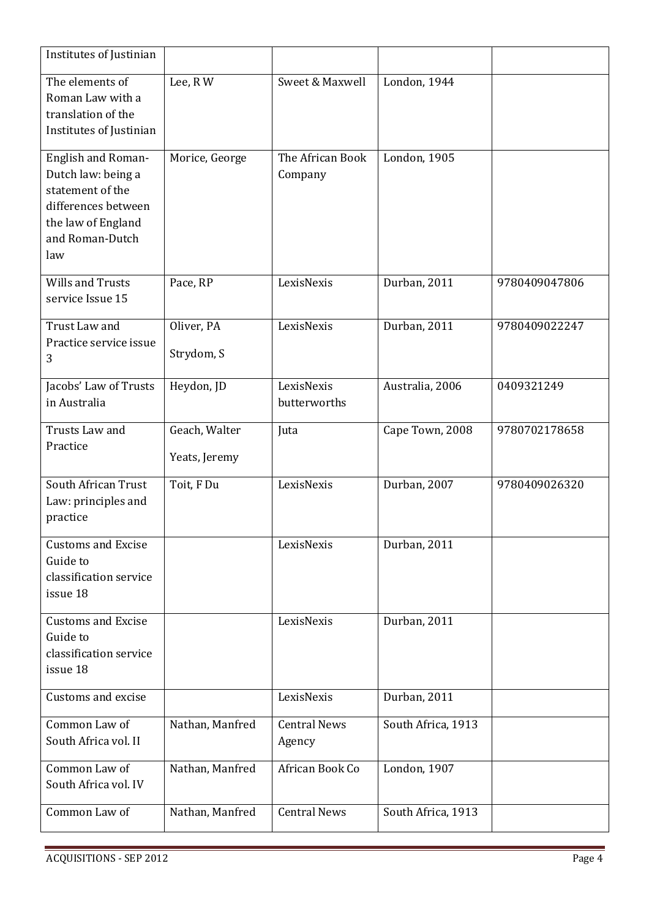| | | | | |
|---|---|---|---|---|
| Institutes of Justinian | | | | |
| The elements of Roman Law with a translation of the Institutes of Justinian | Lee, R W | Sweet & Maxwell | London, 1944 | |
| English and Roman-Dutch law: being a statement of the differences between the law of England and Roman-Dutch law | Morice, George | The African Book Company | London, 1905 | |
| Wills and Trusts service Issue 15 | Pace, RP | LexisNexis | Durban, 2011 | 9780409047806 |
| Trust Law and Practice service issue 3 | Oliver, PA<br>Strydom, S | LexisNexis | Durban, 2011 | 9780409022247 |
| Jacobs' Law of Trusts in Australia | Heydon, JD | LexisNexis butterworths | Australia, 2006 | 0409321249 |
| Trusts Law and Practice | Geach, Walter<br>Yeats, Jeremy | Juta | Cape Town, 2008 | 9780702178658 |
| South African Trust Law: principles and practice | Toit, F Du | LexisNexis | Durban, 2007 | 9780409026320 |
| Customs and Excise Guide to classification service issue 18 | | LexisNexis | Durban, 2011 | |
| Customs and Excise Guide to classification service issue 18 | | LexisNexis | Durban, 2011 | |
| Customs and excise | | LexisNexis | Durban, 2011 | |
| Common Law of South Africa vol. II | Nathan, Manfred | Central News Agency | South Africa, 1913 | |
| Common Law of South Africa vol. IV | Nathan, Manfred | African Book Co | London, 1907 | |
| Common Law of | Nathan, Manfred | Central News | South Africa, 1913 | |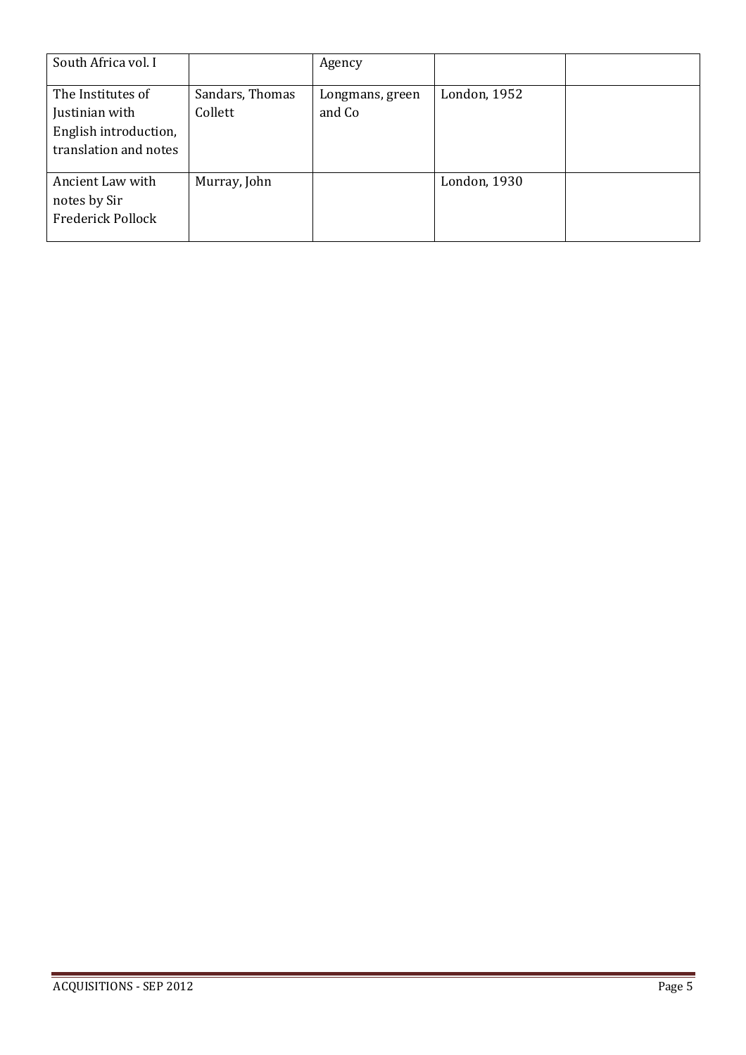| | | | | |
|---|---|---|---|---|
| South Africa vol. I | | Agency | | |
| The Institutes of Justinian with English introduction, translation and notes | Sandars, Thomas Collett | Longmans, green and Co | London, 1952 | |
| Ancient Law with notes by Sir Frederick Pollock | Murray, John | | London, 1930 | |